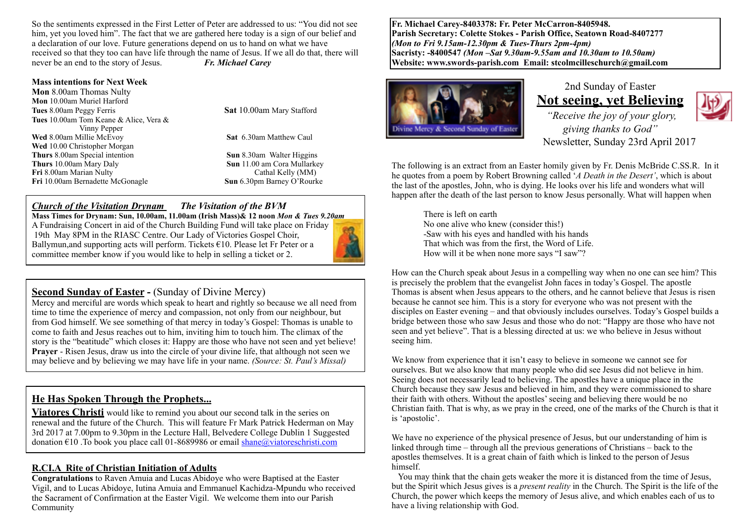So the sentiments expressed in the First Letter of Peter are addressed to us: "You did not see him, yet you loved him". The fact that we are gathered here today is a sign of our belief and a declaration of our love. Future generations depend on us to hand on what we have received so that they too can have life through the name of Jesus. If we all do that, there will never be an end to the story of Jesus. ***Fr. Michael Carey***

**Mass intentions for Next Week**

**Mon** 8.00am Thomas Nulty
**Mon** 10.00am Muriel Harford
**Tues** 8.00am Peggy Ferris
**Tues** 10.00am Tom Keane & Alice, Vera & Vinny Pepper
**Wed** 8.00am Millie McEvoy
**Wed** 10.00 Christopher Morgan
**Thurs** 8.00am Special intention
**Thurs** 10.00am Mary Daly
**Fri** 8.00am Marian Nulty
**Fri** 10.00am Bernadette McGonagle
**Sat** 10.00am Mary Stafford
**Sat** 6.30am Matthew Caul
**Sun** 8.30am Walter Higgins
**Sun** 11.00 am Cora Mullarkey
Cathal Kelly (MM)
**Sun** 6.30pm Barney O'Rourke

***Church of the Visitation Drynam*** ***The Visitation of the BVM***

**Mass Times for Drynam: Sun, 10.00am, 11.00am (Irish Mass)& 12 noon *Mon & Tues 9.20am***

A Fundraising Concert in aid of the Church Building Fund will take place on Friday 19th May 8PM in the RIASC Centre. Our Lady of Victories Gospel Choir, Ballymun,and supporting acts will perform. Tickets €10. Please let Fr Peter or a committee member know if you would like to help in selling a ticket or 2.

**Second Sunday of Easter** - (Sunday of Divine Mercy)

Mercy and merciful are words which speak to heart and rightly so because we all need from time to time the experience of mercy and compassion, not only from our neighbour, but from God himself. We see something of that mercy in today's Gospel: Thomas is unable to come to faith and Jesus reaches out to him, inviting him to touch him. The climax of the story is the "beatitude" which closes it: Happy are those who have not seen and yet believe!
**Prayer** - Risen Jesus, draw us into the circle of your divine life, that although not seen we may believe and by believing we may have life in your name. *(Source: St. Paul's Missal)*

**He Has Spoken Through the Prophets...**

**Viatores Christi** would like to remind you about our second talk in the series on renewal and the future of the Church. This will feature Fr Mark Patrick Hederman on May 3rd 2017 at 7.00pm to 9.30pm in the Lecture Hall, Belvedere College Dublin 1 Suggested donation €10 .To book you place call 01-8689986 or email shane@viatoreschristi.com

**R.CI.A Rite of Christian Initiation of Adults**

**Congratulations** to Raven Amuia and Lucas Abidoye who were Baptised at the Easter Vigil, and to Lucas Abidoye, Iutina Amuia and Emmanuel Kachidza-Mpundu who received the Sacrament of Confirmation at the Easter Vigil. We welcome them into our Parish Community

**Fr. Michael Carey-8403378: Fr. Peter McCarron-8405948.**
**Parish Secretary: Colette Stokes - Parish Office, Seatown Road-8407277**
***(Mon to Fri 9.15am-12.30pm & Tues-Thurs 2pm-4pm)***
**Sacristy: -8400547** ***(Mon –Sat 9.30am-9.55am and 10.30am to 10.50am)***
**Website: www.swords-parish.com Email: stcolmcilleschurch@gmail.com**

2nd Sunday of Easter

# Not seeing, yet Believing

*"Receive the joy of your glory, giving thanks to God"*

Newsletter, Sunday 23rd April 2017

The following is an extract from an Easter homily given by Fr. Denis McBride C.SS.R. In it he quotes from a poem by Robert Browning called '*A Death in the Desert'*, which is about the last of the apostles, John, who is dying. He looks over his life and wonders what will happen after the death of the last person to know Jesus personally. What will happen when

> There is left on earth
> No one alive who knew (consider this!)
> -Saw with his eyes and handled with his hands
> That which was from the first, the Word of Life.
> How will it be when none more says "I saw"?

How can the Church speak about Jesus in a compelling way when no one can see him? This is precisely the problem that the evangelist John faces in today's Gospel. The apostle Thomas is absent when Jesus appears to the others, and he cannot believe that Jesus is risen because he cannot see him. This is a story for everyone who was not present with the disciples on Easter evening – and that obviously includes ourselves. Today's Gospel builds a bridge between those who saw Jesus and those who do not: "Happy are those who have not seen and yet believe". That is a blessing directed at us: we who believe in Jesus without seeing him.

We know from experience that it isn't easy to believe in someone we cannot see for ourselves. But we also know that many people who did see Jesus did not believe in him. Seeing does not necessarily lead to believing. The apostles have a unique place in the Church because they saw Jesus and believed in him, and they were commissioned to share their faith with others. Without the apostles' seeing and believing there would be no Christian faith. That is why, as we pray in the creed, one of the marks of the Church is that it is 'apostolic'.

We have no experience of the physical presence of Jesus, but our understanding of him is linked through time – through all the previous generations of Christians – back to the apostles themselves. It is a great chain of faith which is linked to the person of Jesus himself.

You may think that the chain gets weaker the more it is distanced from the time of Jesus, but the Spirit which Jesus gives is a *present reality* in the Church. The Spirit is the life of the Church, the power which keeps the memory of Jesus alive, and which enables each of us to have a living relationship with God.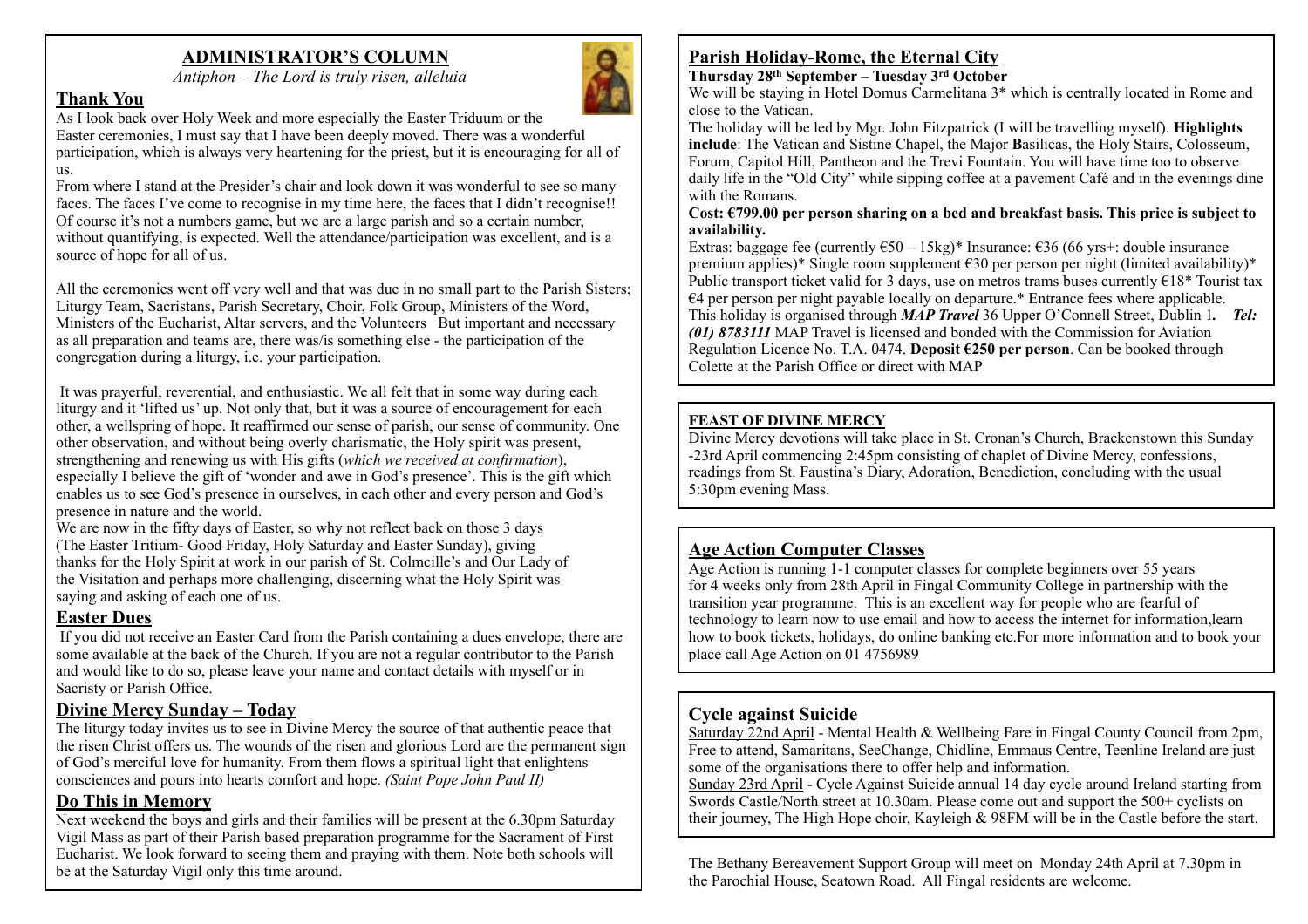## ADMINISTRATOR'S COLUMN

*Antiphon – The Lord is truly risen, alleluia*

### Thank You

As I look back over Holy Week and more especially the Easter Triduum or the Easter ceremonies, I must say that I have been deeply moved. There was a wonderful participation, which is always very heartening for the priest, but it is encouraging for all of us.

From where I stand at the Presider's chair and look down it was wonderful to see so many faces. The faces I've come to recognise in my time here, the faces that I didn't recognise!! Of course it's not a numbers game, but we are a large parish and so a certain number, without quantifying, is expected. Well the attendance/participation was excellent, and is a source of hope for all of us.

All the ceremonies went off very well and that was due in no small part to the Parish Sisters; Liturgy Team, Sacristans, Parish Secretary, Choir, Folk Group, Ministers of the Word, Ministers of the Eucharist, Altar servers, and the Volunteers But important and necessary as all preparation and teams are, there was/is something else - the participation of the congregation during a liturgy, i.e. your participation.

It was prayerful, reverential, and enthusiastic. We all felt that in some way during each liturgy and it 'lifted us' up. Not only that, but it was a source of encouragement for each other, a wellspring of hope. It reaffirmed our sense of parish, our sense of community. One other observation, and without being overly charismatic, the Holy spirit was present, strengthening and renewing us with His gifts (*which we received at confirmation*), especially I believe the gift of 'wonder and awe in God's presence'. This is the gift which enables us to see God's presence in ourselves, in each other and every person and God's presence in nature and the world.

We are now in the fifty days of Easter, so why not reflect back on those 3 days (The Easter Tritium- Good Friday, Holy Saturday and Easter Sunday), giving thanks for the Holy Spirit at work in our parish of St. Colmcille's and Our Lady of the Visitation and perhaps more challenging, discerning what the Holy Spirit was saying and asking of each one of us.

### Easter Dues

If you did not receive an Easter Card from the Parish containing a dues envelope, there are some available at the back of the Church. If you are not a regular contributor to the Parish and would like to do so, please leave your name and contact details with myself or in Sacristy or Parish Office.

### Divine Mercy Sunday – Today

The liturgy today invites us to see in Divine Mercy the source of that authentic peace that the risen Christ offers us. The wounds of the risen and glorious Lord are the permanent sign of God's merciful love for humanity. From them flows a spiritual light that enlightens consciences and pours into hearts comfort and hope. *(Saint Pope John Paul II)*

### Do This in Memory

Next weekend the boys and girls and their families will be present at the 6.30pm Saturday Vigil Mass as part of their Parish based preparation programme for the Sacrament of First Eucharist. We look forward to seeing them and praying with them. Note both schools will be at the Saturday Vigil only this time around.

## Parish Holiday-Rome, the Eternal City

**Thursday 28th September – Tuesday 3rd October**

We will be staying in Hotel Domus Carmelitana 3* which is centrally located in Rome and close to the Vatican.

The holiday will be led by Mgr. John Fitzpatrick (I will be travelling myself). **Highlights include**: The Vatican and Sistine Chapel, the Major **B**asilicas, the Holy Stairs, Colosseum, Forum, Capitol Hill, Pantheon and the Trevi Fountain. You will have time too to observe daily life in the "Old City" while sipping coffee at a pavement Café and in the evenings dine with the Romans.

**Cost: €799.00 per person sharing on a bed and breakfast basis. This price is subject to availability.**

Extras: baggage fee (currently €50 – 15kg)* Insurance: €36 (66 yrs+: double insurance premium applies)* Single room supplement €30 per person per night (limited availability)* Public transport ticket valid for 3 days, use on metros trams buses currently €18* Tourist tax €4 per person per night payable locally on departure.* Entrance fees where applicable. This holiday is organised through ***MAP Travel*** 36 Upper O'Connell Street, Dublin 1**.** ***Tel: (01) 8783111*** MAP Travel is licensed and bonded with the Commission for Aviation Regulation Licence No. T.A. 0474. **Deposit €250 per person**. Can be booked through Colette at the Parish Office or direct with MAP

## FEAST OF DIVINE MERCY

Divine Mercy devotions will take place in St. Cronan's Church, Brackenstown this Sunday -23rd April commencing 2:45pm consisting of chaplet of Divine Mercy, confessions, readings from St. Faustina's Diary, Adoration, Benediction, concluding with the usual 5:30pm evening Mass.

## Age Action Computer Classes

Age Action is running 1-1 computer classes for complete beginners over 55 years for 4 weeks only from 28th April in Fingal Community College in partnership with the transition year programme. This is an excellent way for people who are fearful of technology to learn now to use email and how to access the internet for information,learn how to book tickets, holidays, do online banking etc.For more information and to book your place call Age Action on 01 4756989

## Cycle against Suicide

Saturday 22nd April - Mental Health & Wellbeing Fare in Fingal County Council from 2pm, Free to attend, Samaritans, SeeChange, Chidline, Emmaus Centre, Teenline Ireland are just some of the organisations there to offer help and information.

Sunday 23rd April - Cycle Against Suicide annual 14 day cycle around Ireland starting from Swords Castle/North street at 10.30am. Please come out and support the 500+ cyclists on their journey, The High Hope choir, Kayleigh & 98FM will be in the Castle before the start.

The Bethany Bereavement Support Group will meet on Monday 24th April at 7.30pm in the Parochial House, Seatown Road. All Fingal residents are welcome.